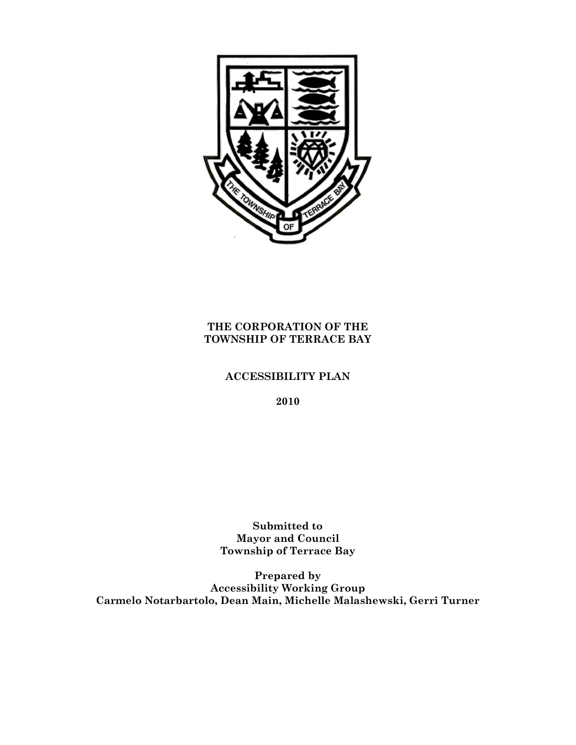**THE CORPORATION OF THE TOWNSHIP OF TERRACE BAY**

**ACCESSIBILITY PLAN**

**2010**

**Submitted to**
**Mayor and Council**
**Township of Terrace Bay**

**Prepared by**
**Accessibility Working Group**
**Carmelo Notarbartolo, Dean Main, Michelle Malashewski, Gerri Turner**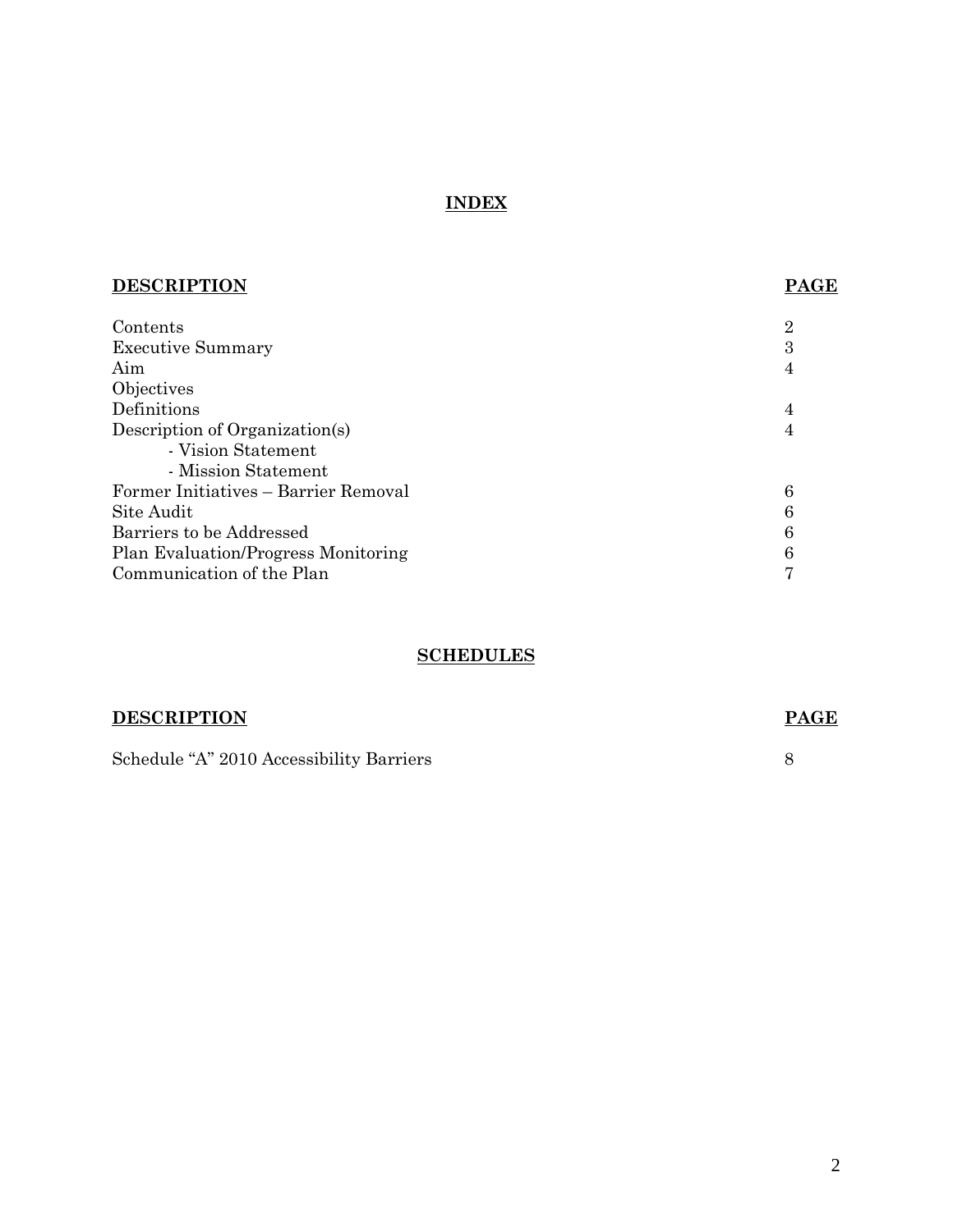# INDEX

| DESCRIPTION | PAGE |
| --- | --- |
| Contents | 2 |
| Executive Summary | 3 |
| Aim | 4 |
| Objectives | |
| Definitions | 4 |
| Description of Organization(s) | 4 |
| - Vision Statement | |
| - Mission Statement | |
| Former Initiatives – Barrier Removal | 6 |
| Site Audit | 6 |
| Barriers to be Addressed | 6 |
| Plan Evaluation/Progress Monitoring | 6 |
| Communication of the Plan | 7 |

# SCHEDULES

| DESCRIPTION | PAGE |
| --- | --- |
| Schedule “A” 2010 Accessibility Barriers | 8 |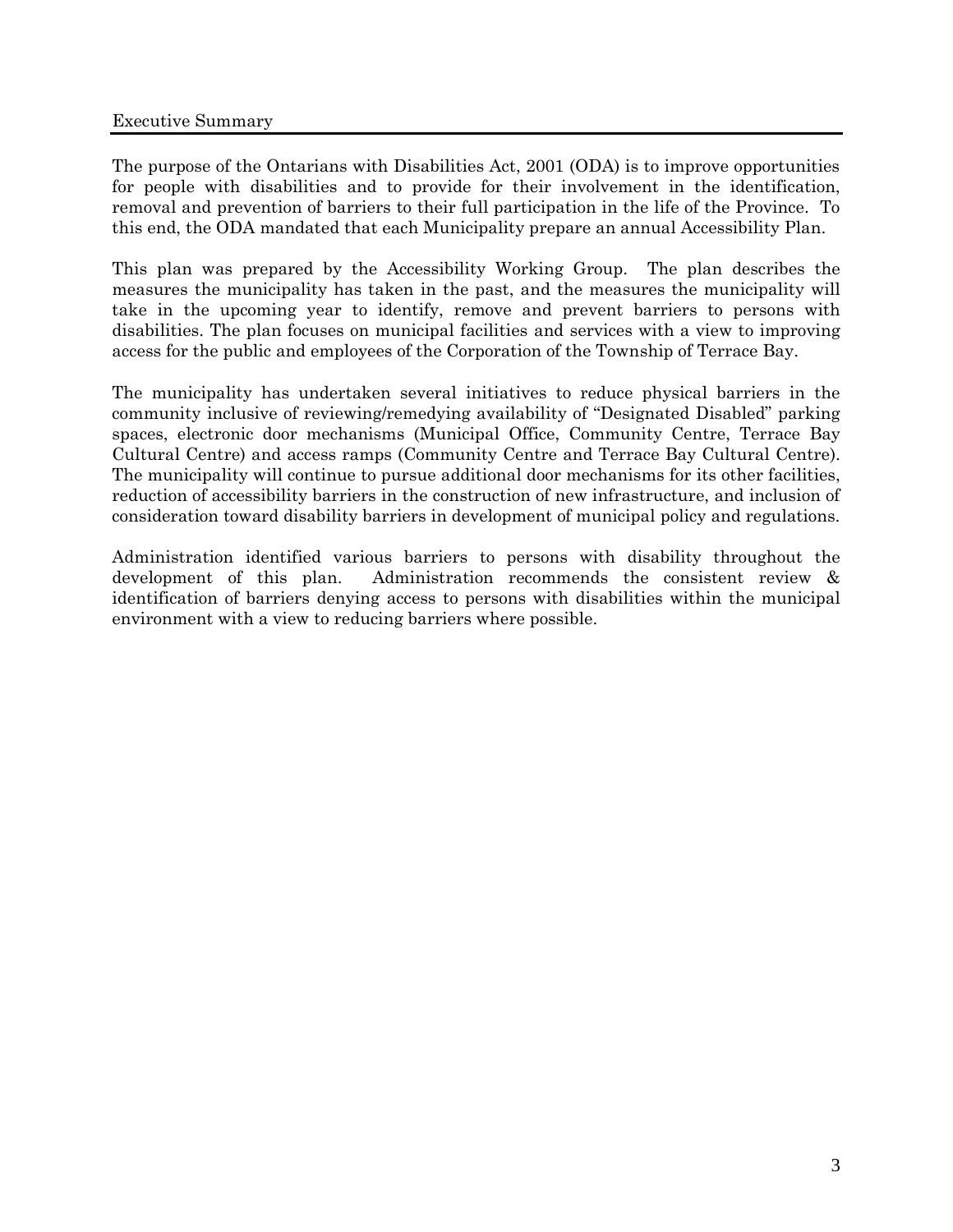## Executive Summary

The purpose of the Ontarians with Disabilities Act, 2001 (ODA) is to improve opportunities for people with disabilities and to provide for their involvement in the identification, removal and prevention of barriers to their full participation in the life of the Province. To this end, the ODA mandated that each Municipality prepare an annual Accessibility Plan.

This plan was prepared by the Accessibility Working Group. The plan describes the measures the municipality has taken in the past, and the measures the municipality will take in the upcoming year to identify, remove and prevent barriers to persons with disabilities. The plan focuses on municipal facilities and services with a view to improving access for the public and employees of the Corporation of the Township of Terrace Bay.

The municipality has undertaken several initiatives to reduce physical barriers in the community inclusive of reviewing/remedying availability of "Designated Disabled" parking spaces, electronic door mechanisms (Municipal Office, Community Centre, Terrace Bay Cultural Centre) and access ramps (Community Centre and Terrace Bay Cultural Centre). The municipality will continue to pursue additional door mechanisms for its other facilities, reduction of accessibility barriers in the construction of new infrastructure, and inclusion of consideration toward disability barriers in development of municipal policy and regulations.

Administration identified various barriers to persons with disability throughout the development of this plan. Administration recommends the consistent review & identification of barriers denying access to persons with disabilities within the municipal environment with a view to reducing barriers where possible.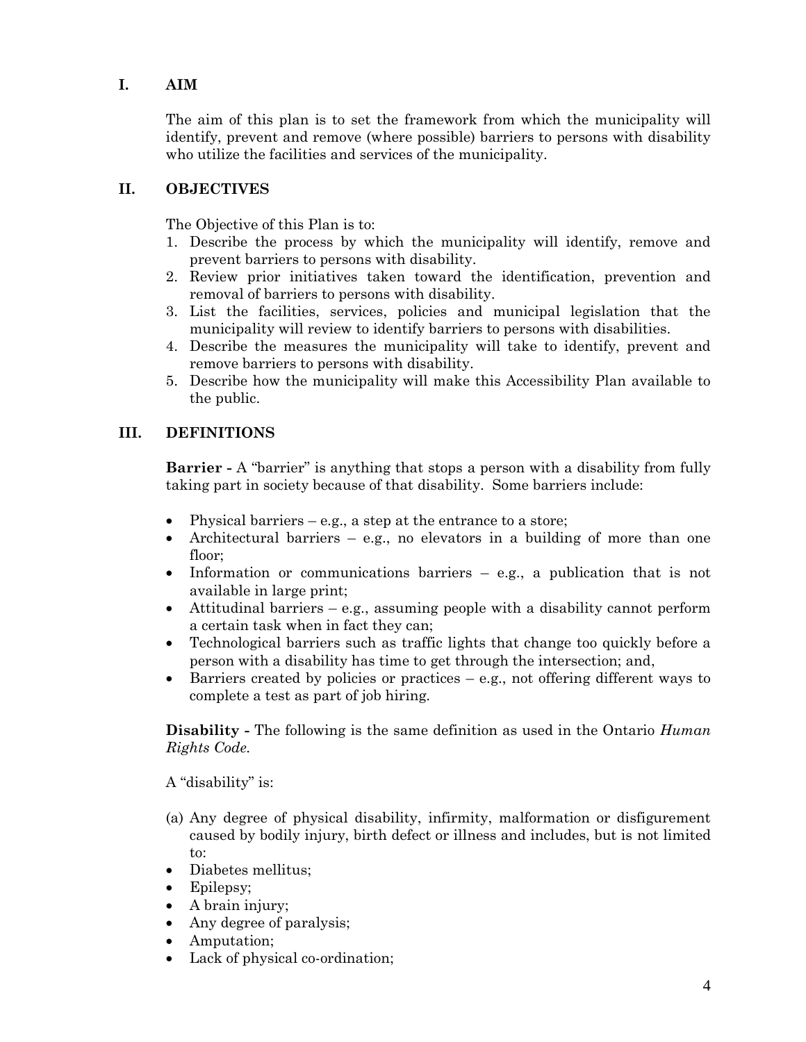## I. AIM

The aim of this plan is to set the framework from which the municipality will identify, prevent and remove (where possible) barriers to persons with disability who utilize the facilities and services of the municipality.

## II. OBJECTIVES

The Objective of this Plan is to:

1. Describe the process by which the municipality will identify, remove and prevent barriers to persons with disability.
2. Review prior initiatives taken toward the identification, prevention and removal of barriers to persons with disability.
3. List the facilities, services, policies and municipal legislation that the municipality will review to identify barriers to persons with disabilities.
4. Describe the measures the municipality will take to identify, prevent and remove barriers to persons with disability.
5. Describe how the municipality will make this Accessibility Plan available to the public.

## III. DEFINITIONS

**Barrier -** A "barrier" is anything that stops a person with a disability from fully taking part in society because of that disability. Some barriers include:

- Physical barriers – e.g., a step at the entrance to a store;
- Architectural barriers – e.g., no elevators in a building of more than one floor;
- Information or communications barriers – e.g., a publication that is not available in large print;
- Attitudinal barriers – e.g., assuming people with a disability cannot perform a certain task when in fact they can;
- Technological barriers such as traffic lights that change too quickly before a person with a disability has time to get through the intersection; and,
- Barriers created by policies or practices – e.g., not offering different ways to complete a test as part of job hiring.

**Disability -** The following is the same definition as used in the Ontario *Human Rights Code.*

A "disability" is:

(a) Any degree of physical disability, infirmity, malformation or disfigurement caused by bodily injury, birth defect or illness and includes, but is not limited to:

- Diabetes mellitus;
- Epilepsy;
- A brain injury;
- Any degree of paralysis;
- Amputation;
- Lack of physical co-ordination;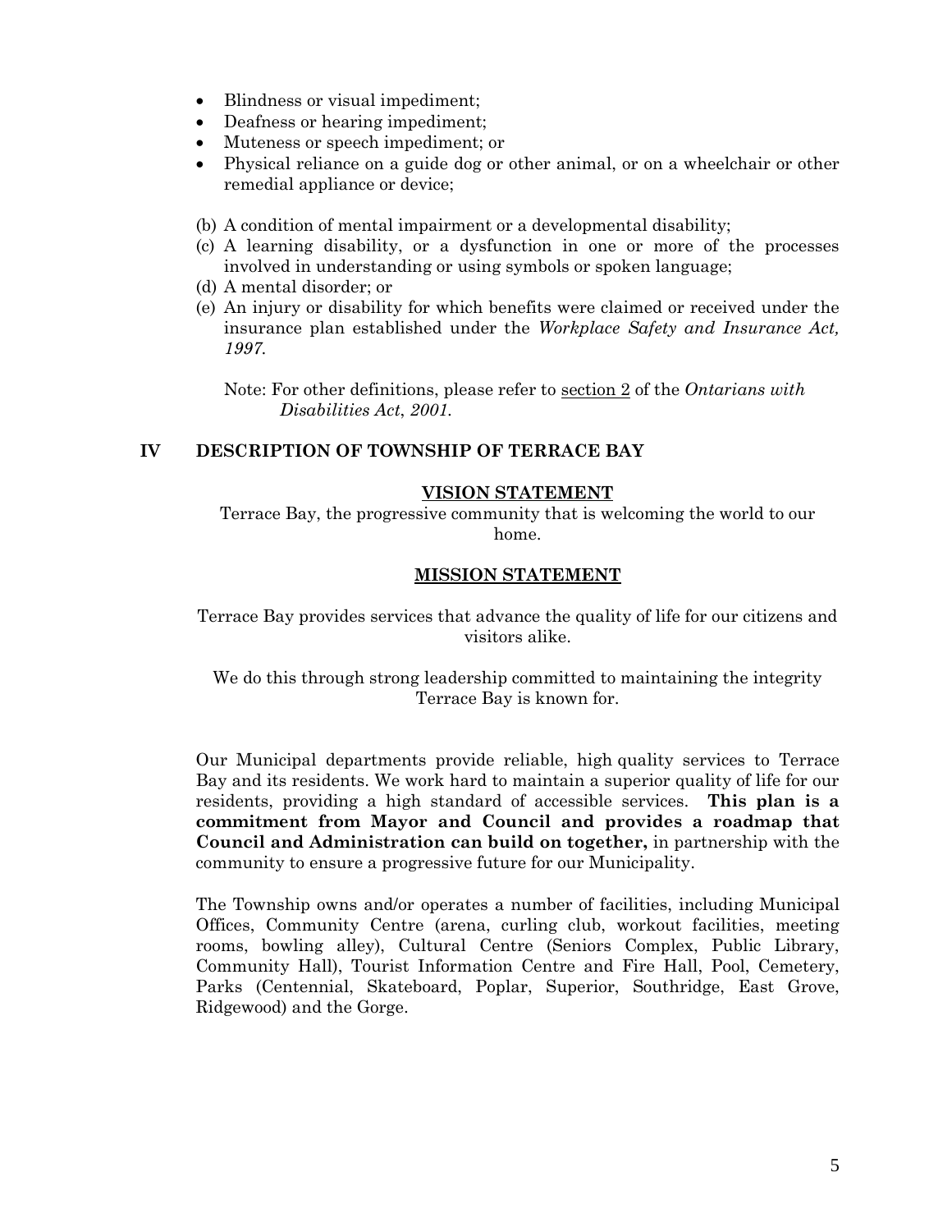- Blindness or visual impediment;
- Deafness or hearing impediment;
- Muteness or speech impediment; or
- Physical reliance on a guide dog or other animal, or on a wheelchair or other remedial appliance or device;

(b) A condition of mental impairment or a developmental disability;

(c) A learning disability, or a dysfunction in one or more of the processes involved in understanding or using symbols or spoken language;

(d) A mental disorder; or

(e) An injury or disability for which benefits were claimed or received under the insurance plan established under the *Workplace Safety and Insurance Act, 1997.*

Note: For other definitions, please refer to section 2 of the *Ontarians with Disabilities Act, 2001.*

## IV DESCRIPTION OF TOWNSHIP OF TERRACE BAY

### VISION STATEMENT

Terrace Bay, the progressive community that is welcoming the world to our home.

### MISSION STATEMENT

Terrace Bay provides services that advance the quality of life for our citizens and visitors alike.

We do this through strong leadership committed to maintaining the integrity Terrace Bay is known for.

Our Municipal departments provide reliable, high quality services to Terrace Bay and its residents. We work hard to maintain a superior quality of life for our residents, providing a high standard of accessible services. **This plan is a commitment from Mayor and Council and provides a roadmap that Council and Administration can build on together,** in partnership with the community to ensure a progressive future for our Municipality.

The Township owns and/or operates a number of facilities, including Municipal Offices, Community Centre (arena, curling club, workout facilities, meeting rooms, bowling alley), Cultural Centre (Seniors Complex, Public Library, Community Hall), Tourist Information Centre and Fire Hall, Pool, Cemetery, Parks (Centennial, Skateboard, Poplar, Superior, Southridge, East Grove, Ridgewood) and the Gorge.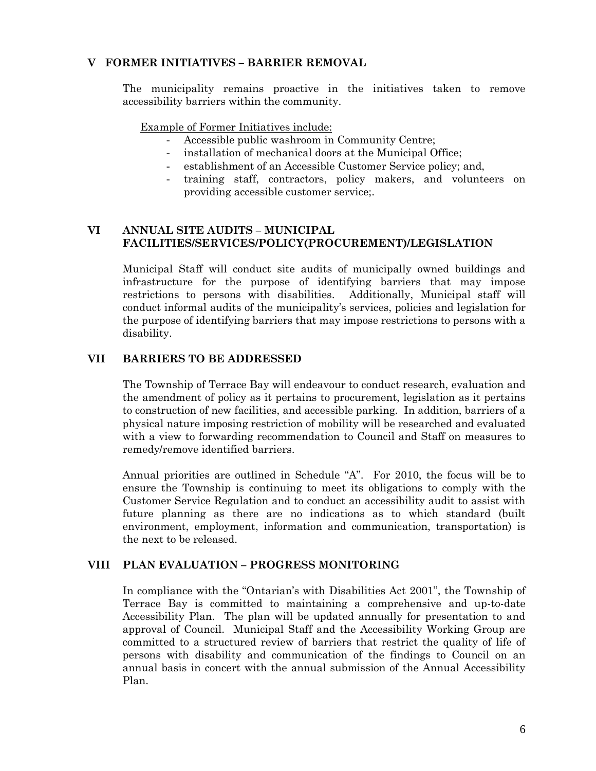## V FORMER INITIATIVES – BARRIER REMOVAL

The municipality remains proactive in the initiatives taken to remove accessibility barriers within the community.

Example of Former Initiatives include:

- Accessible public washroom in Community Centre;
- installation of mechanical doors at the Municipal Office;
- establishment of an Accessible Customer Service policy; and,
- training staff, contractors, policy makers, and volunteers on providing accessible customer service;.

## VI ANNUAL SITE AUDITS – MUNICIPAL FACILITIES/SERVICES/POLICY(PROCUREMENT)/LEGISLATION

Municipal Staff will conduct site audits of municipally owned buildings and infrastructure for the purpose of identifying barriers that may impose restrictions to persons with disabilities. Additionally, Municipal staff will conduct informal audits of the municipality's services, policies and legislation for the purpose of identifying barriers that may impose restrictions to persons with a disability.

## VII BARRIERS TO BE ADDRESSED

The Township of Terrace Bay will endeavour to conduct research, evaluation and the amendment of policy as it pertains to procurement, legislation as it pertains to construction of new facilities, and accessible parking. In addition, barriers of a physical nature imposing restriction of mobility will be researched and evaluated with a view to forwarding recommendation to Council and Staff on measures to remedy/remove identified barriers.

Annual priorities are outlined in Schedule "A". For 2010, the focus will be to ensure the Township is continuing to meet its obligations to comply with the Customer Service Regulation and to conduct an accessibility audit to assist with future planning as there are no indications as to which standard (built environment, employment, information and communication, transportation) is the next to be released.

## VIII PLAN EVALUATION – PROGRESS MONITORING

In compliance with the "Ontarian's with Disabilities Act 2001", the Township of Terrace Bay is committed to maintaining a comprehensive and up-to-date Accessibility Plan. The plan will be updated annually for presentation to and approval of Council. Municipal Staff and the Accessibility Working Group are committed to a structured review of barriers that restrict the quality of life of persons with disability and communication of the findings to Council on an annual basis in concert with the annual submission of the Annual Accessibility Plan.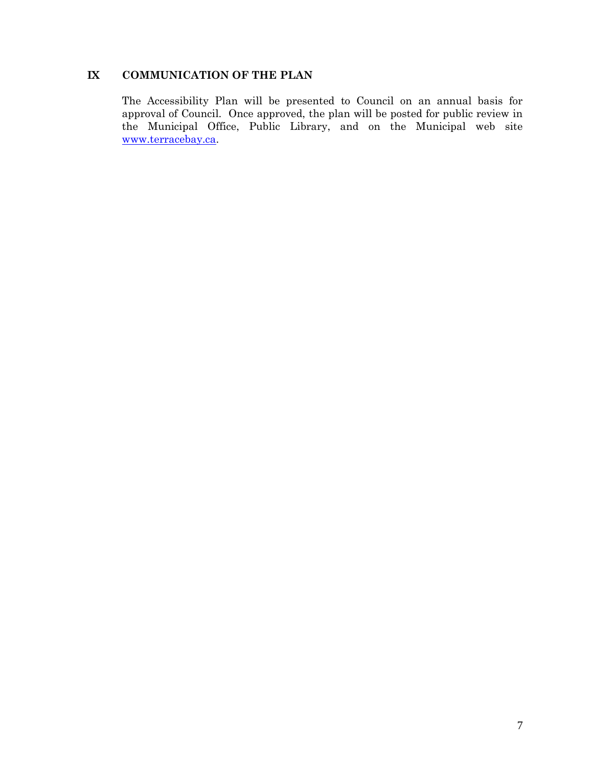## IX COMMUNICATION OF THE PLAN

The Accessibility Plan will be presented to Council on an annual basis for approval of Council. Once approved, the plan will be posted for public review in the Municipal Office, Public Library, and on the Municipal web site [www.terracebay.ca](http://www.terracebay.ca).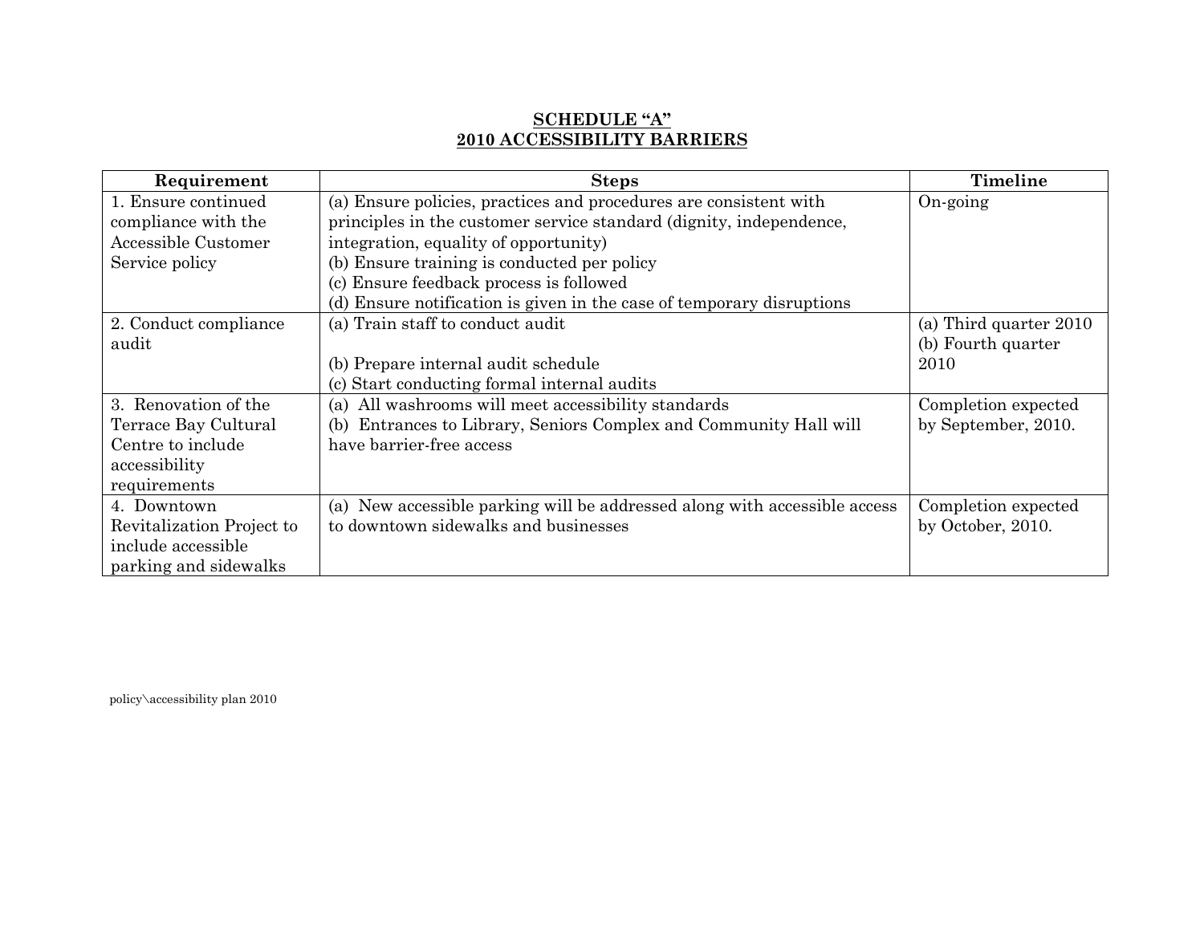**SCHEDULE "A"**
**2010 ACCESSIBILITY BARRIERS**

| Requirement | Steps | Timeline |
|---|---|---|
| 1. Ensure continued compliance with the Accessible Customer Service policy | (a) Ensure policies, practices and procedures are consistent with principles in the customer service standard (dignity, independence, integration, equality of opportunity)<br>(b) Ensure training is conducted per policy<br>(c) Ensure feedback process is followed<br>(d) Ensure notification is given in the case of temporary disruptions | On-going |
| 2. Conduct compliance audit | (a) Train staff to conduct audit<br><br>(b) Prepare internal audit schedule<br>(c) Start conducting formal internal audits | (a) Third quarter 2010<br>(b) Fourth quarter 2010 |
| 3. Renovation of the Terrace Bay Cultural Centre to include accessibility requirements | (a) All washrooms will meet accessibility standards<br>(b) Entrances to Library, Seniors Complex and Community Hall will have barrier-free access | Completion expected by September, 2010. |
| 4. Downtown Revitalization Project to include accessible parking and sidewalks | (a) New accessible parking will be addressed along with accessible access to downtown sidewalks and businesses | Completion expected by October, 2010. |

policy\accessibility plan 2010